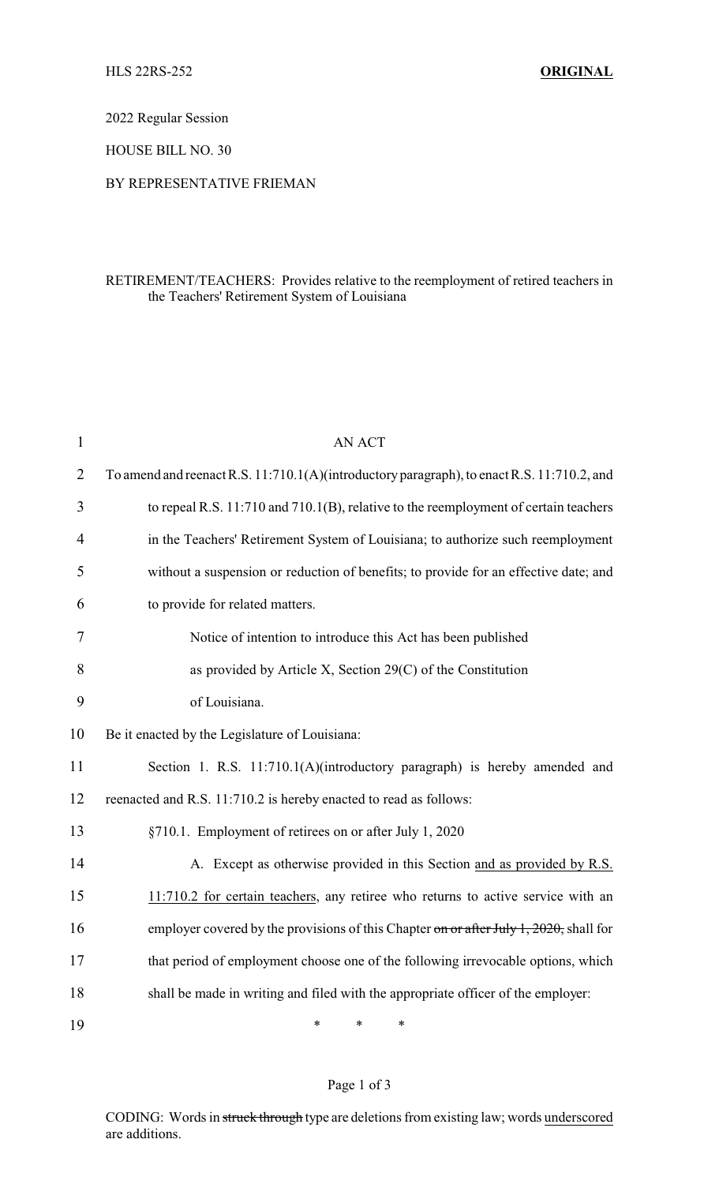HLS 22RS-252 **ORIGINAL**

2022 Regular Session

HOUSE BILL NO. 30

BY REPRESENTATIVE FRIEMAN

RETIREMENT/TEACHERS: Provides relative to the reemployment of retired teachers in the Teachers' Retirement System of Louisiana

AN ACT

To amend and reenact R.S. 11:710.1(A)(introductory paragraph), to enact R.S. 11:710.2, and to repeal R.S. 11:710 and 710.1(B), relative to the reemployment of certain teachers in the Teachers' Retirement System of Louisiana; to authorize such reemployment without a suspension or reduction of benefits; to provide for an effective date; and to provide for related matters.

Notice of intention to introduce this Act has been published as provided by Article X, Section 29(C) of the Constitution of Louisiana.

Be it enacted by the Legislature of Louisiana:

Section 1. R.S. 11:710.1(A)(introductory paragraph) is hereby amended and reenacted and R.S. 11:710.2 is hereby enacted to read as follows:

§710.1. Employment of retirees on or after July 1, 2020

A. Except as otherwise provided in this Section <u>and as provided by R.S. 11:710.2 for certain teachers</u>, any retiree who returns to active service with an employer covered by the provisions of this Chapter ~~on or after July 1, 2020,~~ shall for that period of employment choose one of the following irrevocable options, which shall be made in writing and filed with the appropriate officer of the employer:

\* \* \*

CODING: Words in ~~struck through~~ type are deletions from existing law; words <u>underscored</u> are additions.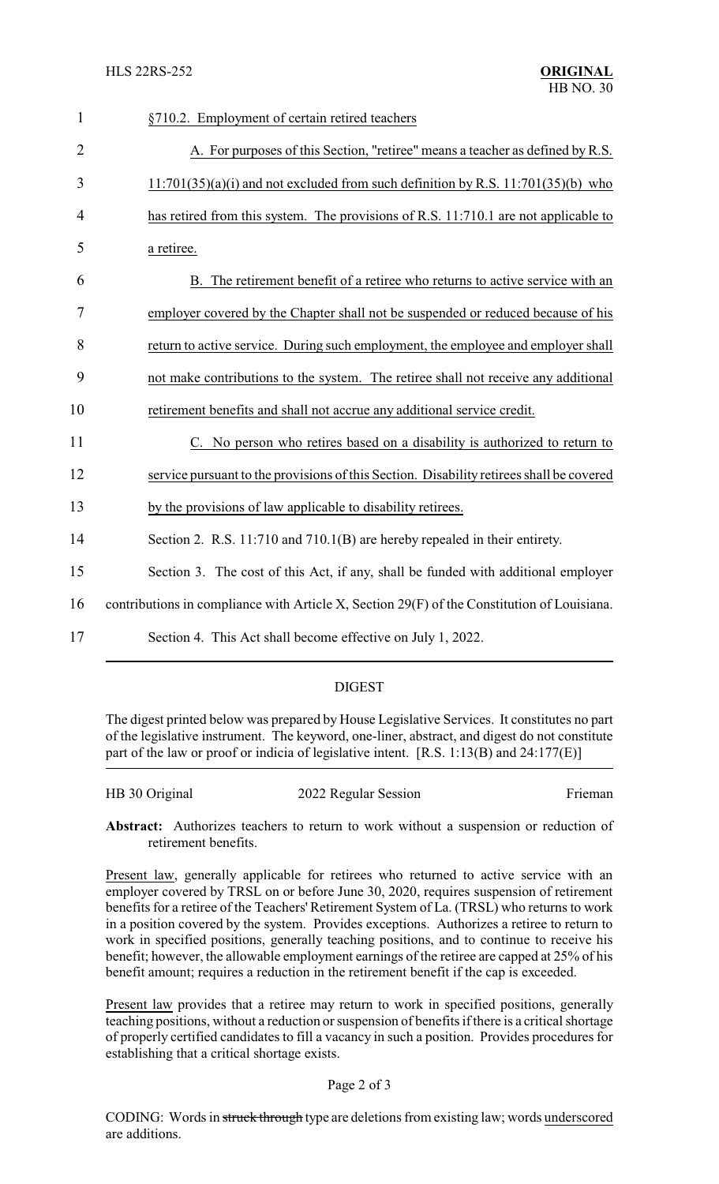§710.2. Employment of certain retired teachers

A. For purposes of this Section, "retiree" means a teacher as defined by R.S. 11:701(35)(a)(i) and not excluded from such definition by R.S. 11:701(35)(b) who has retired from this system. The provisions of R.S. 11:710.1 are not applicable to a retiree.

B. The retirement benefit of a retiree who returns to active service with an employer covered by the Chapter shall not be suspended or reduced because of his return to active service. During such employment, the employee and employer shall not make contributions to the system. The retiree shall not receive any additional retirement benefits and shall not accrue any additional service credit.

C. No person who retires based on a disability is authorized to return to service pursuant to the provisions of this Section. Disability retirees shall be covered by the provisions of law applicable to disability retirees.

Section 2. R.S. 11:710 and 710.1(B) are hereby repealed in their entirety.

Section 3. The cost of this Act, if any, shall be funded with additional employer contributions in compliance with Article X, Section 29(F) of the Constitution of Louisiana.

Section 4. This Act shall become effective on July 1, 2022.

## DIGEST

The digest printed below was prepared by House Legislative Services. It constitutes no part of the legislative instrument. The keyword, one-liner, abstract, and digest do not constitute part of the law or proof or indicia of legislative intent. [R.S. 1:13(B) and 24:177(E)]

HB 30 Original — 2022 Regular Session — Frieman

**Abstract:** Authorizes teachers to return to work without a suspension or reduction of retirement benefits.

Present law, generally applicable for retirees who returned to active service with an employer covered by TRSL on or before June 30, 2020, requires suspension of retirement benefits for a retiree of the Teachers' Retirement System of La. (TRSL) who returns to work in a position covered by the system. Provides exceptions. Authorizes a retiree to return to work in specified positions, generally teaching positions, and to continue to receive his benefit; however, the allowable employment earnings of the retiree are capped at 25% of his benefit amount; requires a reduction in the retirement benefit if the cap is exceeded.

Present law provides that a retiree may return to work in specified positions, generally teaching positions, without a reduction or suspension of benefits if there is a critical shortage of properly certified candidates to fill a vacancy in such a position. Provides procedures for establishing that a critical shortage exists.

CODING: Words in ~~struck through~~ type are deletions from existing law; words underscored are additions.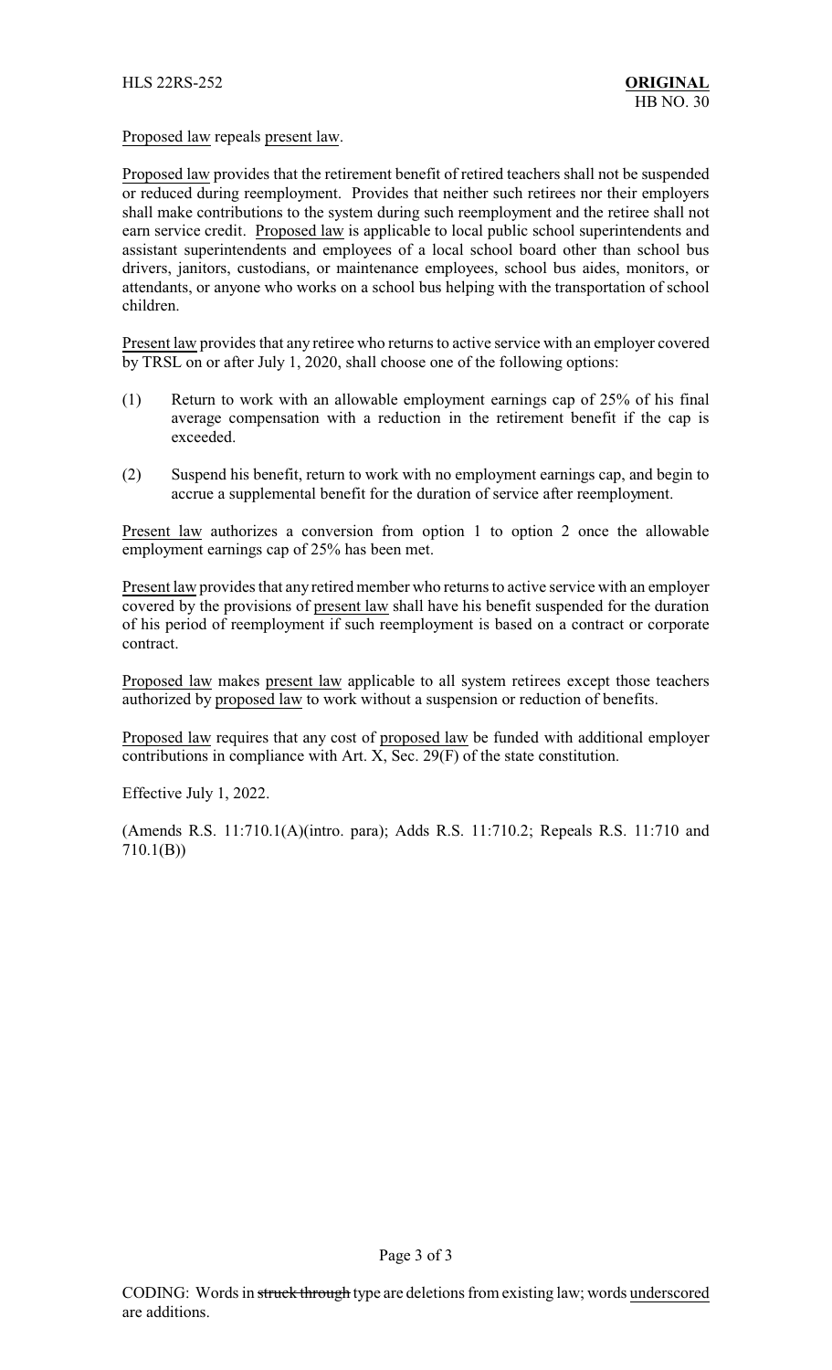Proposed law repeals present law.

Proposed law provides that the retirement benefit of retired teachers shall not be suspended or reduced during reemployment. Provides that neither such retirees nor their employers shall make contributions to the system during such reemployment and the retiree shall not earn service credit. Proposed law is applicable to local public school superintendents and assistant superintendents and employees of a local school board other than school bus drivers, janitors, custodians, or maintenance employees, school bus aides, monitors, or attendants, or anyone who works on a school bus helping with the transportation of school children.

Present law provides that any retiree who returns to active service with an employer covered by TRSL on or after July 1, 2020, shall choose one of the following options:

(1) Return to work with an allowable employment earnings cap of 25% of his final average compensation with a reduction in the retirement benefit if the cap is exceeded.

(2) Suspend his benefit, return to work with no employment earnings cap, and begin to accrue a supplemental benefit for the duration of service after reemployment.

Present law authorizes a conversion from option 1 to option 2 once the allowable employment earnings cap of 25% has been met.

Present law provides that any retired member who returns to active service with an employer covered by the provisions of present law shall have his benefit suspended for the duration of his period of reemployment if such reemployment is based on a contract or corporate contract.

Proposed law makes present law applicable to all system retirees except those teachers authorized by proposed law to work without a suspension or reduction of benefits.

Proposed law requires that any cost of proposed law be funded with additional employer contributions in compliance with Art. X, Sec. 29(F) of the state constitution.

Effective July 1, 2022.

(Amends R.S. 11:710.1(A)(intro. para); Adds R.S. 11:710.2; Repeals R.S. 11:710 and 710.1(B))

CODING: Words in ~~struck through~~ type are deletions from existing law; words underscored are additions.